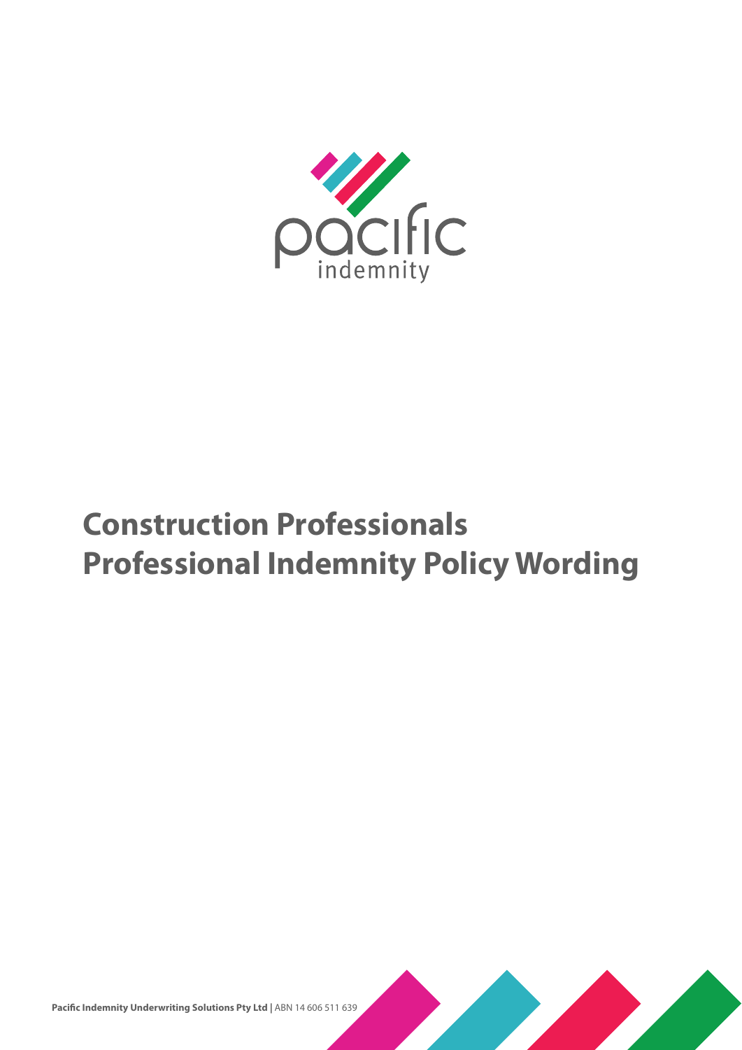pacific
indemnity

# Construction Professionals Professional Indemnity Policy Wording

**Pacific Indemnity Underwriting Solutions Pty Ltd** | ABN 14 606 511 639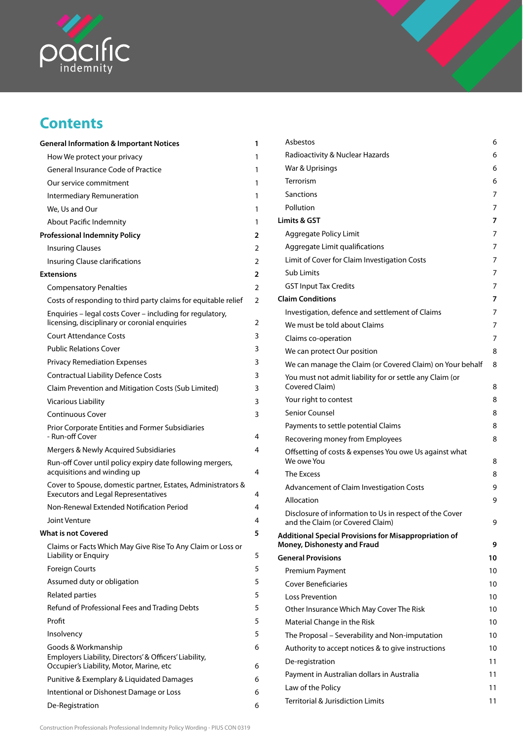# Contents

| | |
|---|---|
| **General Information & Important Notices** | **1** |
| How We protect your privacy | 1 |
| General Insurance Code of Practice | 1 |
| Our service commitment | 1 |
| Intermediary Remuneration | 1 |
| We, Us and Our | 1 |
| About Pacific Indemnity | 1 |
| **Professional Indemnity Policy** | **2** |
| Insuring Clauses | 2 |
| Insuring Clause clarifications | 2 |
| **Extensions** | **2** |
| Compensatory Penalties | 2 |
| Costs of responding to third party claims for equitable relief | 2 |
| Enquiries – legal costs Cover – including for regulatory, licensing, disciplinary or coronial enquiries | 2 |
| Court Attendance Costs | 3 |
| Public Relations Cover | 3 |
| Privacy Remediation Expenses | 3 |
| Contractual Liability Defence Costs | 3 |
| Claim Prevention and Mitigation Costs (Sub Limited) | 3 |
| Vicarious Liability | 3 |
| Continuous Cover | 3 |
| Prior Corporate Entities and Former Subsidiaries - Run-off Cover | 4 |
| Mergers & Newly Acquired Subsidiaries | 4 |
| Run-off Cover until policy expiry date following mergers, acquisitions and winding up | 4 |
| Cover to Spouse, domestic partner, Estates, Administrators & Executors and Legal Representatives | 4 |
| Non-Renewal Extended Notification Period | 4 |
| Joint Venture | 4 |
| **What is not Covered** | **5** |
| Claims or Facts Which May Give Rise To Any Claim or Loss or Liability or Enquiry | 5 |
| Foreign Courts | 5 |
| Assumed duty or obligation | 5 |
| Related parties | 5 |
| Refund of Professional Fees and Trading Debts | 5 |
| Profit | 5 |
| Insolvency | 5 |
| Goods & Workmanship | 6 |
| Employers Liability, Directors' & Officers' Liability, Occupier's Liability, Motor, Marine, etc | 6 |
| Punitive & Exemplary & Liquidated Damages | 6 |
| Intentional or Dishonest Damage or Loss | 6 |
| De-Registration | 6 |
| Asbestos | 6 |
| Radioactivity & Nuclear Hazards | 6 |
| War & Uprisings | 6 |
| Terrorism | 6 |
| Sanctions | 7 |
| Pollution | 7 |
| **Limits & GST** | **7** |
| Aggregate Policy Limit | 7 |
| Aggregate Limit qualifications | 7 |
| Limit of Cover for Claim Investigation Costs | 7 |
| Sub Limits | 7 |
| GST Input Tax Credits | 7 |
| **Claim Conditions** | **7** |
| Investigation, defence and settlement of Claims | 7 |
| We must be told about Claims | 7 |
| Claims co-operation | 7 |
| We can protect Our position | 8 |
| We can manage the Claim (or Covered Claim) on Your behalf | 8 |
| You must not admit liability for or settle any Claim (or Covered Claim) | 8 |
| Your right to contest | 8 |
| Senior Counsel | 8 |
| Payments to settle potential Claims | 8 |
| Recovering money from Employees | 8 |
| Offsetting of costs & expenses You owe Us against what We owe You | 8 |
| The Excess | 8 |
| Advancement of Claim Investigation Costs | 9 |
| Allocation | 9 |
| Disclosure of information to Us in respect of the Cover and the Claim (or Covered Claim) | 9 |
| **Additional Special Provisions for Misappropriation of Money, Dishonesty and Fraud** | **9** |
| **General Provisions** | **10** |
| Premium Payment | 10 |
| Cover Beneficiaries | 10 |
| Loss Prevention | 10 |
| Other Insurance Which May Cover The Risk | 10 |
| Material Change in the Risk | 10 |
| The Proposal – Severability and Non-imputation | 10 |
| Authority to accept notices & to give instructions | 10 |
| De-registration | 11 |
| Payment in Australian dollars in Australia | 11 |
| Law of the Policy | 11 |
| Territorial & Jurisdiction Limits | 11 |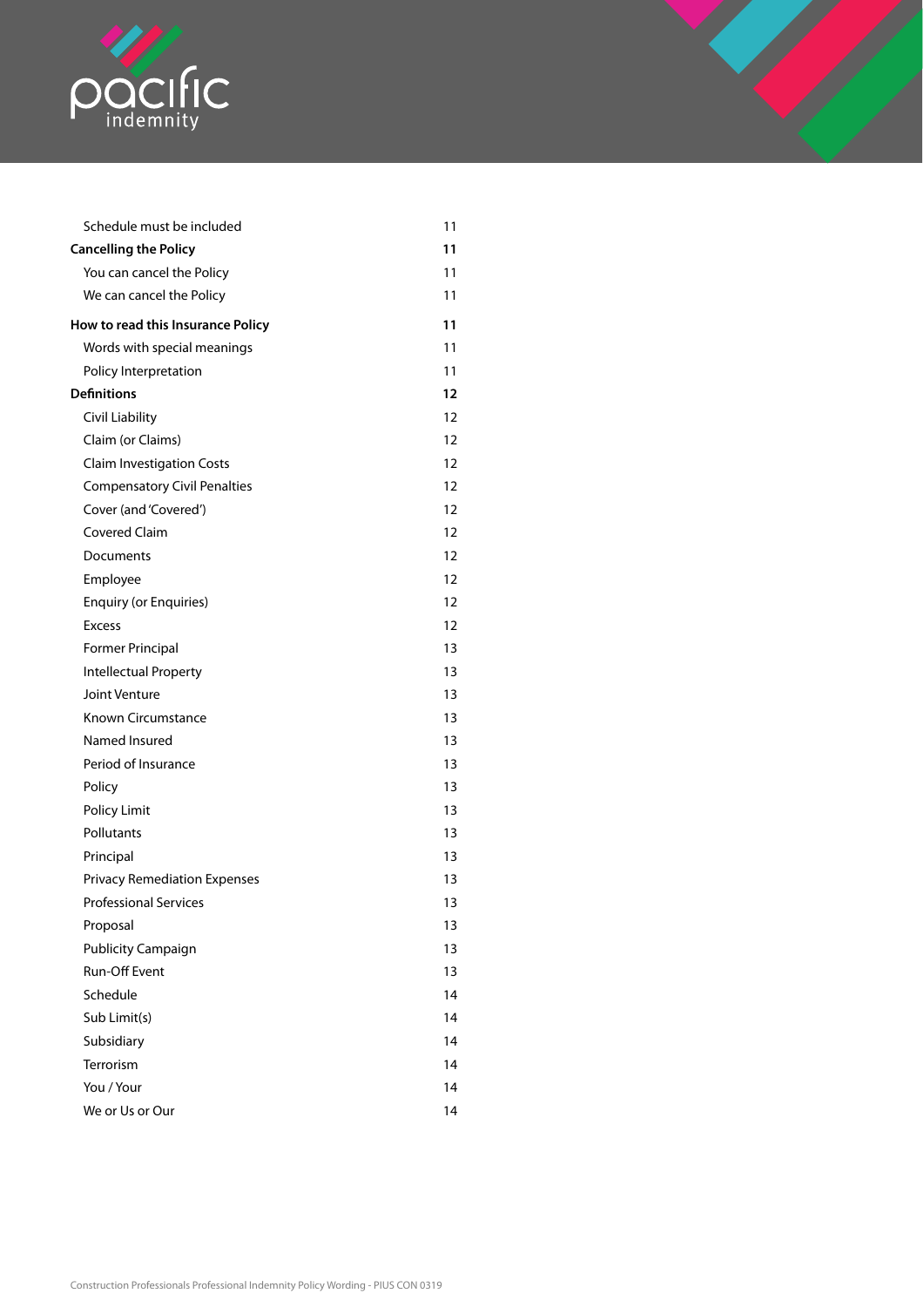| | |
|---|---|
| Schedule must be included | 11 |
| **Cancelling the Policy** | **11** |
| You can cancel the Policy | 11 |
| We can cancel the Policy | 11 |
| **How to read this Insurance Policy** | **11** |
| Words with special meanings | 11 |
| Policy Interpretation | 11 |
| **Definitions** | **12** |
| Civil Liability | 12 |
| Claim (or Claims) | 12 |
| Claim Investigation Costs | 12 |
| Compensatory Civil Penalties | 12 |
| Cover (and 'Covered') | 12 |
| Covered Claim | 12 |
| Documents | 12 |
| Employee | 12 |
| Enquiry (or Enquiries) | 12 |
| Excess | 12 |
| Former Principal | 13 |
| Intellectual Property | 13 |
| Joint Venture | 13 |
| Known Circumstance | 13 |
| Named Insured | 13 |
| Period of Insurance | 13 |
| Policy | 13 |
| Policy Limit | 13 |
| Pollutants | 13 |
| Principal | 13 |
| Privacy Remediation Expenses | 13 |
| Professional Services | 13 |
| Proposal | 13 |
| Publicity Campaign | 13 |
| Run-Off Event | 13 |
| Schedule | 14 |
| Sub Limit(s) | 14 |
| Subsidiary | 14 |
| Terrorism | 14 |
| You / Your | 14 |
| We or Us or Our | 14 |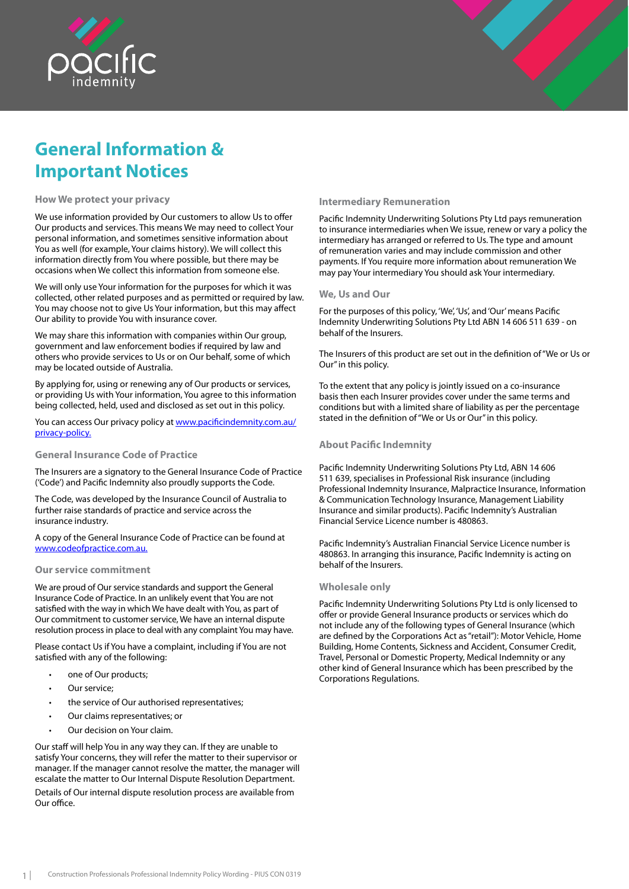# General Information & Important Notices

### How We protect your privacy

We use information provided by Our customers to allow Us to offer Our products and services. This means We may need to collect Your personal information, and sometimes sensitive information about You as well (for example, Your claims history). We will collect this information directly from You where possible, but there may be occasions when We collect this information from someone else.

We will only use Your information for the purposes for which it was collected, other related purposes and as permitted or required by law. You may choose not to give Us Your information, but this may affect Our ability to provide You with insurance cover.

We may share this information with companies within Our group, government and law enforcement bodies if required by law and others who provide services to Us or on Our behalf, some of which may be located outside of Australia.

By applying for, using or renewing any of Our products or services, or providing Us with Your information, You agree to this information being collected, held, used and disclosed as set out in this policy.

You can access Our privacy policy at www.pacificindemnity.com.au/privacy-policy.

### General Insurance Code of Practice

The Insurers are a signatory to the General Insurance Code of Practice ('Code') and Pacific Indemnity also proudly supports the Code.

The Code, was developed by the Insurance Council of Australia to further raise standards of practice and service across the insurance industry.

A copy of the General Insurance Code of Practice can be found at www.codeofpractice.com.au.

### Our service commitment

We are proud of Our service standards and support the General Insurance Code of Practice. In an unlikely event that You are not satisfied with the way in which We have dealt with You, as part of Our commitment to customer service, We have an internal dispute resolution process in place to deal with any complaint You may have.

Please contact Us if You have a complaint, including if You are not satisfied with any of the following:

- one of Our products;
- Our service;
- the service of Our authorised representatives;
- Our claims representatives; or
- Our decision on Your claim.

Our staff will help You in any way they can. If they are unable to satisfy Your concerns, they will refer the matter to their supervisor or manager. If the manager cannot resolve the matter, the manager will escalate the matter to Our Internal Dispute Resolution Department.

Details of Our internal dispute resolution process are available from Our office.

### Intermediary Remuneration

Pacific Indemnity Underwriting Solutions Pty Ltd pays remuneration to insurance intermediaries when We issue, renew or vary a policy the intermediary has arranged or referred to Us. The type and amount of remuneration varies and may include commission and other payments. If You require more information about remuneration We may pay Your intermediary You should ask Your intermediary.

### We, Us and Our

For the purposes of this policy, 'We', 'Us', and 'Our' means Pacific Indemnity Underwriting Solutions Pty Ltd ABN 14 606 511 639 - on behalf of the Insurers.

The Insurers of this product are set out in the definition of "We or Us or Our" in this policy.

To the extent that any policy is jointly issued on a co-insurance basis then each Insurer provides cover under the same terms and conditions but with a limited share of liability as per the percentage stated in the definition of "We or Us or Our" in this policy.

### About Pacific Indemnity

Pacific Indemnity Underwriting Solutions Pty Ltd, ABN 14 606 511 639, specialises in Professional Risk insurance (including Professional Indemnity Insurance, Malpractice Insurance, Information & Communication Technology Insurance, Management Liability Insurance and similar products). Pacific Indemnity's Australian Financial Service Licence number is 480863.

Pacific Indemnity's Australian Financial Service Licence number is 480863. In arranging this insurance, Pacific Indemnity is acting on behalf of the Insurers.

### Wholesale only

Pacific Indemnity Underwriting Solutions Pty Ltd is only licensed to offer or provide General Insurance products or services which do not include any of the following types of General Insurance (which are defined by the Corporations Act as "retail"): Motor Vehicle, Home Building, Home Contents, Sickness and Accident, Consumer Credit, Travel, Personal or Domestic Property, Medical Indemnity or any other kind of General Insurance which has been prescribed by the Corporations Regulations.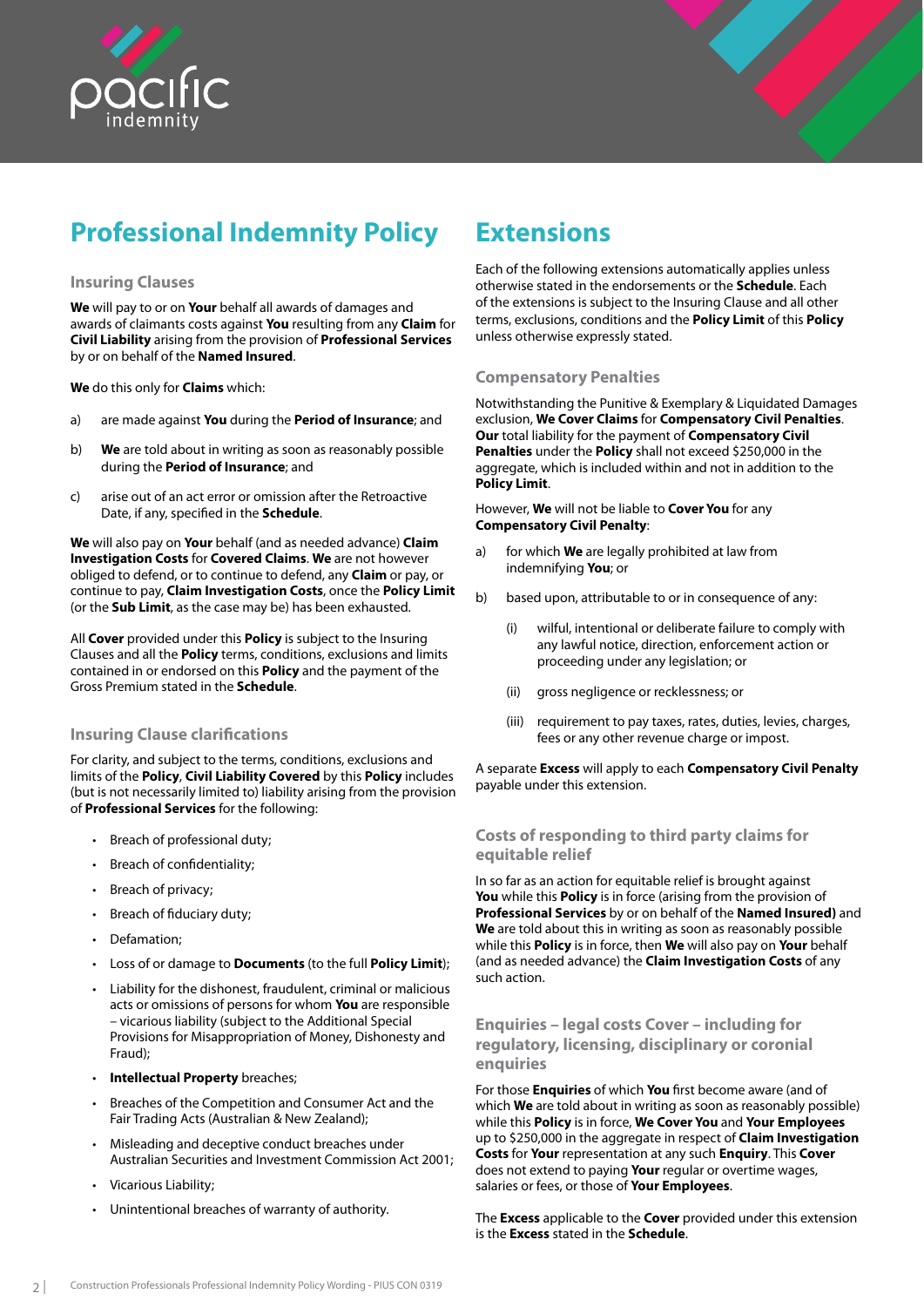# Professional Indemnity Policy

## Insuring Clauses

**We** will pay to or on **Your** behalf all awards of damages and awards of claimants costs against **You** resulting from any **Claim** for **Civil Liability** arising from the provision of **Professional Services** by or on behalf of the **Named Insured**.

**We** do this only for **Claims** which:

a) are made against **You** during the **Period of Insurance**; and

b) **We** are told about in writing as soon as reasonably possible during the **Period of Insurance**; and

c) arise out of an act error or omission after the Retroactive Date, if any, specified in the **Schedule**.

**We** will also pay on **Your** behalf (and as needed advance) **Claim Investigation Costs** for **Covered Claims**. **We** are not however obliged to defend, or to continue to defend, any **Claim** or pay, or continue to pay, **Claim Investigation Costs**, once the **Policy Limit** (or the **Sub Limit**, as the case may be) has been exhausted.

All **Cover** provided under this **Policy** is subject to the Insuring Clauses and all the **Policy** terms, conditions, exclusions and limits contained in or endorsed on this **Policy** and the payment of the Gross Premium stated in the **Schedule**.

## Insuring Clause clarifications

For clarity, and subject to the terms, conditions, exclusions and limits of the **Policy**, **Civil Liability Covered** by this **Policy** includes (but is not necessarily limited to) liability arising from the provision of **Professional Services** for the following:

- Breach of professional duty;
- Breach of confidentiality;
- Breach of privacy;
- Breach of fiduciary duty;
- Defamation;
- Loss of or damage to **Documents** (to the full **Policy Limit**);
- Liability for the dishonest, fraudulent, criminal or malicious acts or omissions of persons for whom **You** are responsible – vicarious liability (subject to the Additional Special Provisions for Misappropriation of Money, Dishonesty and Fraud);
- **Intellectual Property** breaches;
- Breaches of the Competition and Consumer Act and the Fair Trading Acts (Australian & New Zealand);
- Misleading and deceptive conduct breaches under Australian Securities and Investment Commission Act 2001;
- Vicarious Liability;
- Unintentional breaches of warranty of authority.

# Extensions

Each of the following extensions automatically applies unless otherwise stated in the endorsements or the **Schedule**. Each of the extensions is subject to the Insuring Clause and all other terms, exclusions, conditions and the **Policy Limit** of this **Policy** unless otherwise expressly stated.

## Compensatory Penalties

Notwithstanding the Punitive & Exemplary & Liquidated Damages exclusion, **We Cover Claims** for **Compensatory Civil Penalties**. **Our** total liability for the payment of **Compensatory Civil Penalties** under the **Policy** shall not exceed $250,000 in the aggregate, which is included within and not in addition to the **Policy Limit**.

However, **We** will not be liable to **Cover You** for any **Compensatory Civil Penalty**:

a) for which **We** are legally prohibited at law from indemnifying **You**; or

b) based upon, attributable to or in consequence of any:

   (i) wilful, intentional or deliberate failure to comply with any lawful notice, direction, enforcement action or proceeding under any legislation; or

   (ii) gross negligence or recklessness; or

   (iii) requirement to pay taxes, rates, duties, levies, charges, fees or any other revenue charge or impost.

A separate **Excess** will apply to each **Compensatory Civil Penalty** payable under this extension.

## Costs of responding to third party claims for equitable relief

In so far as an action for equitable relief is brought against **You** while this **Policy** is in force (arising from the provision of **Professional Services** by or on behalf of the **Named Insured)** and **We** are told about this in writing as soon as reasonably possible while this **Policy** is in force, then **We** will also pay on **Your** behalf (and as needed advance) the **Claim Investigation Costs** of any such action.

## Enquiries – legal costs Cover – including for regulatory, licensing, disciplinary or coronial enquiries

For those **Enquiries** of which **You** first become aware (and of which **We** are told about in writing as soon as reasonably possible) while this **Policy** is in force, **We Cover You** and **Your Employees** up to $250,000 in the aggregate in respect of **Claim Investigation Costs** for **Your** representation at any such **Enquiry**. This **Cover** does not extend to paying **Your** regular or overtime wages, salaries or fees, or those of **Your Employees**.

The **Excess** applicable to the **Cover** provided under this extension is the **Excess** stated in the **Schedule**.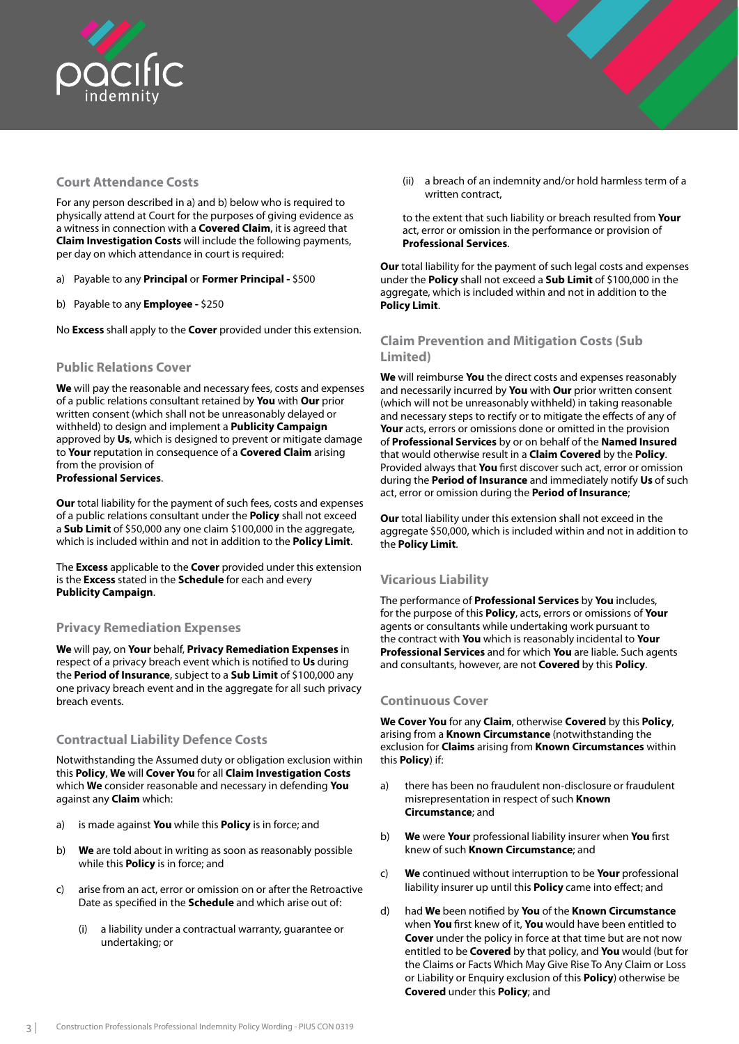### Court Attendance Costs

For any person described in a) and b) below who is required to physically attend at Court for the purposes of giving evidence as a witness in connection with a **Covered Claim**, it is agreed that **Claim Investigation Costs** will include the following payments, per day on which attendance in court is required:

a) Payable to any **Principal** or **Former Principal -** $500

b) Payable to any **Employee -** $250

No **Excess** shall apply to the **Cover** provided under this extension.

### Public Relations Cover

**We** will pay the reasonable and necessary fees, costs and expenses of a public relations consultant retained by **You** with **Our** prior written consent (which shall not be unreasonably delayed or withheld) to design and implement a **Publicity Campaign** approved by **Us**, which is designed to prevent or mitigate damage to **Your** reputation in consequence of a **Covered Claim** arising from the provision of **Professional Services**.

**Our** total liability for the payment of such fees, costs and expenses of a public relations consultant under the **Policy** shall not exceed a **Sub Limit** of $50,000 any one claim $100,000 in the aggregate, which is included within and not in addition to the **Policy Limit**.

The **Excess** applicable to the **Cover** provided under this extension is the **Excess** stated in the **Schedule** for each and every **Publicity Campaign**.

### Privacy Remediation Expenses

**We** will pay, on **Your** behalf, **Privacy Remediation Expenses** in respect of a privacy breach event which is notified to **Us** during the **Period of Insurance**, subject to a **Sub Limit** of $100,000 any one privacy breach event and in the aggregate for all such privacy breach events.

### Contractual Liability Defence Costs

Notwithstanding the Assumed duty or obligation exclusion within this **Policy**, **We** will **Cover You** for all **Claim Investigation Costs** which **We** consider reasonable and necessary in defending **You** against any **Claim** which:

a) is made against **You** while this **Policy** is in force; and

b) **We** are told about in writing as soon as reasonably possible while this **Policy** is in force; and

c) arise from an act, error or omission on or after the Retroactive Date as specified in the **Schedule** and which arise out of:

   (i) a liability under a contractual warranty, guarantee or undertaking; or

   (ii) a breach of an indemnity and/or hold harmless term of a written contract,

to the extent that such liability or breach resulted from **Your** act, error or omission in the performance or provision of **Professional Services**.

**Our** total liability for the payment of such legal costs and expenses under the **Policy** shall not exceed a **Sub Limit** of $100,000 in the aggregate, which is included within and not in addition to the **Policy Limit**.

### Claim Prevention and Mitigation Costs (Sub Limited)

**We** will reimburse **You** the direct costs and expenses reasonably and necessarily incurred by **You** with **Our** prior written consent (which will not be unreasonably withheld) in taking reasonable and necessary steps to rectify or to mitigate the effects of any of **Your** acts, errors or omissions done or omitted in the provision of **Professional Services** by or on behalf of the **Named Insured** that would otherwise result in a **Claim Covered** by the **Policy**. Provided always that **You** first discover such act, error or omission during the **Period of Insurance** and immediately notify **Us** of such act, error or omission during the **Period of Insurance**;

**Our** total liability under this extension shall not exceed in the aggregate $50,000, which is included within and not in addition to the **Policy Limit**.

### Vicarious Liability

The performance of **Professional Services** by **You** includes, for the purpose of this **Policy**, acts, errors or omissions of **Your** agents or consultants while undertaking work pursuant to the contract with **You** which is reasonably incidental to **Your Professional Services** and for which **You** are liable. Such agents and consultants, however, are not **Covered** by this **Policy**.

### Continuous Cover

**We Cover You** for any **Claim**, otherwise **Covered** by this **Policy**, arising from a **Known Circumstance** (notwithstanding the exclusion for **Claims** arising from **Known Circumstances** within this **Policy**) if:

a) there has been no fraudulent non-disclosure or fraudulent misrepresentation in respect of such **Known Circumstance**; and

b) **We** were **Your** professional liability insurer when **You** first knew of such **Known Circumstance**; and

c) **We** continued without interruption to be **Your** professional liability insurer up until this **Policy** came into effect; and

d) had **We** been notified by **You** of the **Known Circumstance** when **You** first knew of it, **You** would have been entitled to **Cover** under the policy in force at that time but are not now entitled to be **Covered** by that policy, and **You** would (but for the Claims or Facts Which May Give Rise To Any Claim or Loss or Liability or Enquiry exclusion of this **Policy**) otherwise be **Covered** under this **Policy**; and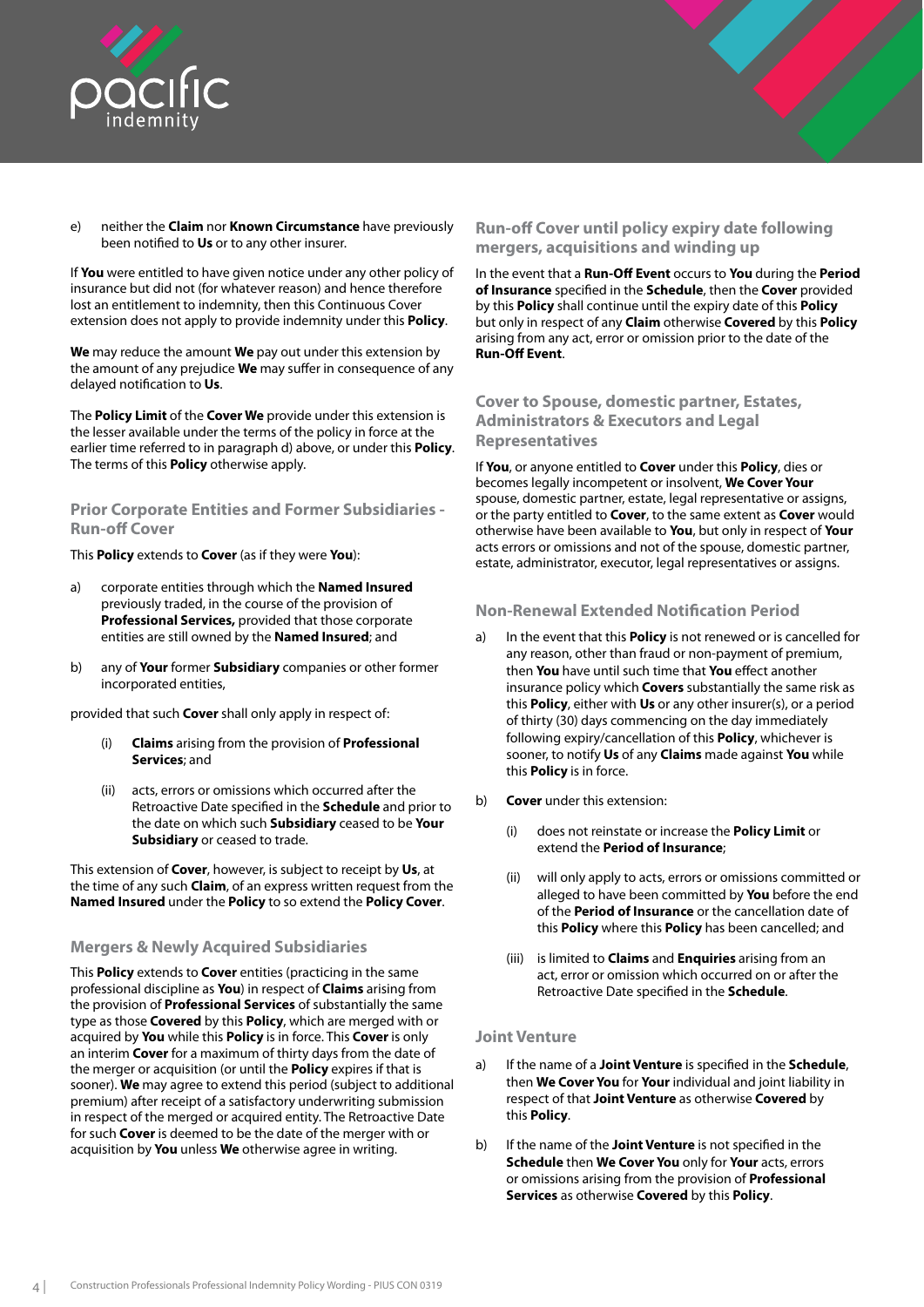e) neither the **Claim** nor **Known Circumstance** have previously been notified to **Us** or to any other insurer.

If **You** were entitled to have given notice under any other policy of insurance but did not (for whatever reason) and hence therefore lost an entitlement to indemnity, then this Continuous Cover extension does not apply to provide indemnity under this **Policy**.

**We** may reduce the amount **We** pay out under this extension by the amount of any prejudice **We** may suffer in consequence of any delayed notification to **Us**.

The **Policy Limit** of the **Cover We** provide under this extension is the lesser available under the terms of the policy in force at the earlier time referred to in paragraph d) above, or under this **Policy**. The terms of this **Policy** otherwise apply.

### Prior Corporate Entities and Former Subsidiaries - Run-off Cover

This **Policy** extends to **Cover** (as if they were **You**):

a) corporate entities through which the **Named Insured** previously traded, in the course of the provision of **Professional Services,** provided that those corporate entities are still owned by the **Named Insured**; and

b) any of **Your** former **Subsidiary** companies or other former incorporated entities,

provided that such **Cover** shall only apply in respect of:

(i) **Claims** arising from the provision of **Professional Services**; and

(ii) acts, errors or omissions which occurred after the Retroactive Date specified in the **Schedule** and prior to the date on which such **Subsidiary** ceased to be **Your Subsidiary** or ceased to trade.

This extension of **Cover**, however, is subject to receipt by **Us**, at the time of any such **Claim**, of an express written request from the **Named Insured** under the **Policy** to so extend the **Policy Cover**.

### Mergers & Newly Acquired Subsidiaries

This **Policy** extends to **Cover** entities (practicing in the same professional discipline as **You**) in respect of **Claims** arising from the provision of **Professional Services** of substantially the same type as those **Covered** by this **Policy**, which are merged with or acquired by **You** while this **Policy** is in force. This **Cover** is only an interim **Cover** for a maximum of thirty days from the date of the merger or acquisition (or until the **Policy** expires if that is sooner). **We** may agree to extend this period (subject to additional premium) after receipt of a satisfactory underwriting submission in respect of the merged or acquired entity. The Retroactive Date for such **Cover** is deemed to be the date of the merger with or acquisition by **You** unless **We** otherwise agree in writing.

### Run-off Cover until policy expiry date following mergers, acquisitions and winding up

In the event that a **Run-Off Event** occurs to **You** during the **Period of Insurance** specified in the **Schedule**, then the **Cover** provided by this **Policy** shall continue until the expiry date of this **Policy** but only in respect of any **Claim** otherwise **Covered** by this **Policy** arising from any act, error or omission prior to the date of the **Run-Off Event**.

### Cover to Spouse, domestic partner, Estates, Administrators & Executors and Legal Representatives

If **You**, or anyone entitled to **Cover** under this **Policy**, dies or becomes legally incompetent or insolvent, **We Cover Your** spouse, domestic partner, estate, legal representative or assigns, or the party entitled to **Cover**, to the same extent as **Cover** would otherwise have been available to **You**, but only in respect of **Your** acts errors or omissions and not of the spouse, domestic partner, estate, administrator, executor, legal representatives or assigns.

### Non-Renewal Extended Notification Period

a) In the event that this **Policy** is not renewed or is cancelled for any reason, other than fraud or non-payment of premium, then **You** have until such time that **You** effect another insurance policy which **Covers** substantially the same risk as this **Policy**, either with **Us** or any other insurer(s), or a period of thirty (30) days commencing on the day immediately following expiry/cancellation of this **Policy**, whichever is sooner, to notify **Us** of any **Claims** made against **You** while this **Policy** is in force.

b) **Cover** under this extension:

(i) does not reinstate or increase the **Policy Limit** or extend the **Period of Insurance**;

(ii) will only apply to acts, errors or omissions committed or alleged to have been committed by **You** before the end of the **Period of Insurance** or the cancellation date of this **Policy** where this **Policy** has been cancelled; and

(iii) is limited to **Claims** and **Enquiries** arising from an act, error or omission which occurred on or after the Retroactive Date specified in the **Schedule**.

### Joint Venture

a) If the name of a **Joint Venture** is specified in the **Schedule**, then **We Cover You** for **Your** individual and joint liability in respect of that **Joint Venture** as otherwise **Covered** by this **Policy**.

b) If the name of the **Joint Venture** is not specified in the **Schedule** then **We Cover You** only for **Your** acts, errors or omissions arising from the provision of **Professional Services** as otherwise **Covered** by this **Policy**.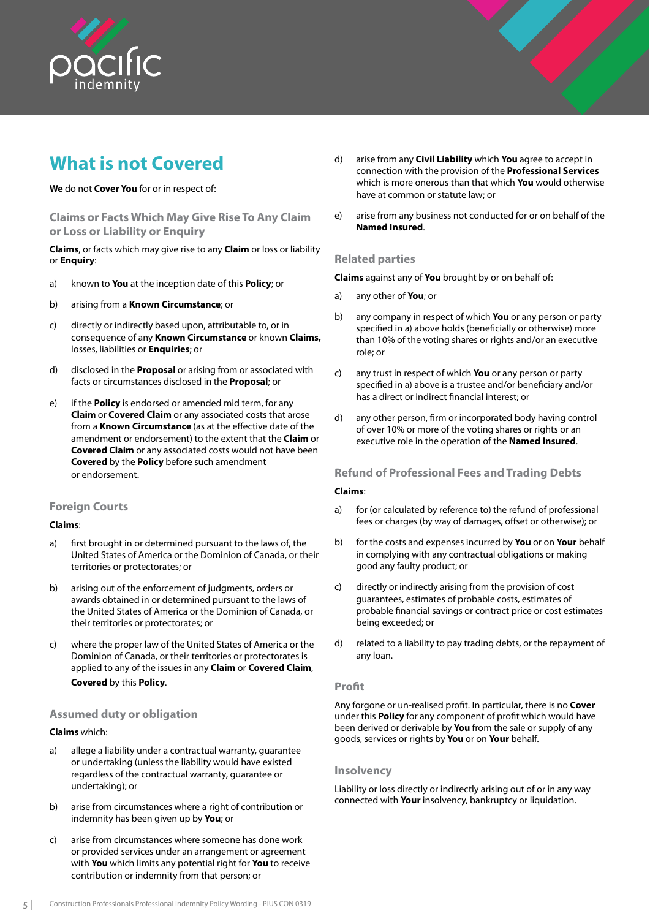# What is not Covered

**We** do not **Cover You** for or in respect of:

## Claims or Facts Which May Give Rise To Any Claim or Loss or Liability or Enquiry

**Claims**, or facts which may give rise to any **Claim** or loss or liability or **Enquiry**:

a) known to **You** at the inception date of this **Policy**; or

b) arising from a **Known Circumstance**; or

c) directly or indirectly based upon, attributable to, or in consequence of any **Known Circumstance** or known **Claims,** losses, liabilities or **Enquiries**; or

d) disclosed in the **Proposal** or arising from or associated with facts or circumstances disclosed in the **Proposal**; or

e) if the **Policy** is endorsed or amended mid term, for any **Claim** or **Covered Claim** or any associated costs that arose from a **Known Circumstance** (as at the effective date of the amendment or endorsement) to the extent that the **Claim** or **Covered Claim** or any associated costs would not have been **Covered** by the **Policy** before such amendment or endorsement.

## Foreign Courts

**Claims**:

a) first brought in or determined pursuant to the laws of, the United States of America or the Dominion of Canada, or their territories or protectorates; or

b) arising out of the enforcement of judgments, orders or awards obtained in or determined pursuant to the laws of the United States of America or the Dominion of Canada, or their territories or protectorates; or

c) where the proper law of the United States of America or the Dominion of Canada, or their territories or protectorates is applied to any of the issues in any **Claim** or **Covered Claim**, **Covered** by this **Policy**.

## Assumed duty or obligation

**Claims** which:

a) allege a liability under a contractual warranty, guarantee or undertaking (unless the liability would have existed regardless of the contractual warranty, guarantee or undertaking); or

b) arise from circumstances where a right of contribution or indemnity has been given up by **You**; or

c) arise from circumstances where someone has done work or provided services under an arrangement or agreement with **You** which limits any potential right for **You** to receive contribution or indemnity from that person; or

d) arise from any **Civil Liability** which **You** agree to accept in connection with the provision of the **Professional Services** which is more onerous than that which **You** would otherwise have at common or statute law; or

e) arise from any business not conducted for or on behalf of the **Named Insured**.

## Related parties

**Claims** against any of **You** brought by or on behalf of:

a) any other of **You**; or

b) any company in respect of which **You** or any person or party specified in a) above holds (beneficially or otherwise) more than 10% of the voting shares or rights and/or an executive role; or

c) any trust in respect of which **You** or any person or party specified in a) above is a trustee and/or beneficiary and/or has a direct or indirect financial interest; or

d) any other person, firm or incorporated body having control of over 10% or more of the voting shares or rights or an executive role in the operation of the **Named Insured**.

## Refund of Professional Fees and Trading Debts

**Claims**:

a) for (or calculated by reference to) the refund of professional fees or charges (by way of damages, offset or otherwise); or

b) for the costs and expenses incurred by **You** or on **Your** behalf in complying with any contractual obligations or making good any faulty product; or

c) directly or indirectly arising from the provision of cost guarantees, estimates of probable costs, estimates of probable financial savings or contract price or cost estimates being exceeded; or

d) related to a liability to pay trading debts, or the repayment of any loan.

## Profit

Any forgone or un-realised profit. In particular, there is no **Cover** under this **Policy** for any component of profit which would have been derived or derivable by **You** from the sale or supply of any goods, services or rights by **You** or on **Your** behalf.

## Insolvency

Liability or loss directly or indirectly arising out of or in any way connected with **Your** insolvency, bankruptcy or liquidation.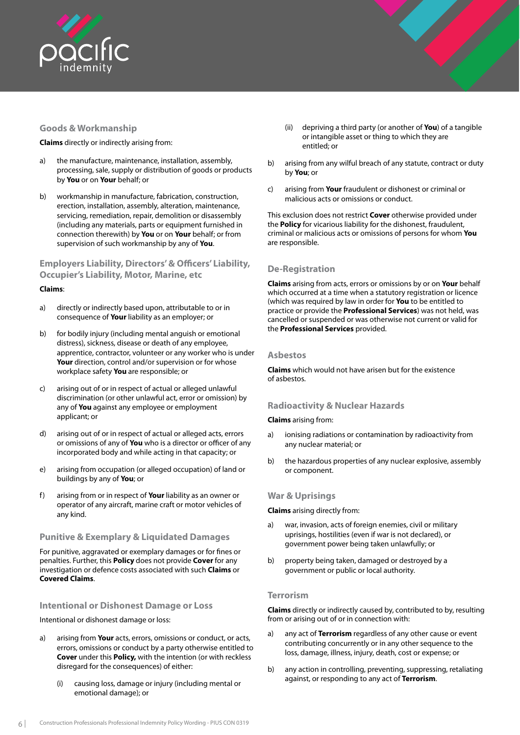### Goods & Workmanship

**Claims** directly or indirectly arising from:

a) the manufacture, maintenance, installation, assembly, processing, sale, supply or distribution of goods or products by **You** or on **Your** behalf; or

b) workmanship in manufacture, fabrication, construction, erection, installation, assembly, alteration, maintenance, servicing, remediation, repair, demolition or disassembly (including any materials, parts or equipment furnished in connection therewith) by **You** or on **Your** behalf; or from supervision of such workmanship by any of **You**.

### Employers Liability, Directors' & Officers' Liability, Occupier's Liability, Motor, Marine, etc

**Claims**:

a) directly or indirectly based upon, attributable to or in consequence of **Your** liability as an employer; or

b) for bodily injury (including mental anguish or emotional distress), sickness, disease or death of any employee, apprentice, contractor, volunteer or any worker who is under **Your** direction, control and/or supervision or for whose workplace safety **You** are responsible; or

c) arising out of or in respect of actual or alleged unlawful discrimination (or other unlawful act, error or omission) by any of **You** against any employee or employment applicant; or

d) arising out of or in respect of actual or alleged acts, errors or omissions of any of **You** who is a director or officer of any incorporated body and while acting in that capacity; or

e) arising from occupation (or alleged occupation) of land or buildings by any of **You**; or

f) arising from or in respect of **Your** liability as an owner or operator of any aircraft, marine craft or motor vehicles of any kind.

### Punitive & Exemplary & Liquidated Damages

For punitive, aggravated or exemplary damages or for fines or penalties. Further, this **Policy** does not provide **Cover** for any investigation or defence costs associated with such **Claims** or **Covered Claims**.

### Intentional or Dishonest Damage or Loss

Intentional or dishonest damage or loss:

a) arising from **Your** acts, errors, omissions or conduct, or acts, errors, omissions or conduct by a party otherwise entitled to **Cover** under this **Policy,** with the intention (or with reckless disregard for the consequences) of either:

   (i) causing loss, damage or injury (including mental or emotional damage); or

   (ii) depriving a third party (or another of **You**) of a tangible or intangible asset or thing to which they are entitled; or

b) arising from any wilful breach of any statute, contract or duty by **You**; or

c) arising from **Your** fraudulent or dishonest or criminal or malicious acts or omissions or conduct.

This exclusion does not restrict **Cover** otherwise provided under the **Policy** for vicarious liability for the dishonest, fraudulent, criminal or malicious acts or omissions of persons for whom **You** are responsible.

### De-Registration

**Claims** arising from acts, errors or omissions by or on **Your** behalf which occurred at a time when a statutory registration or licence (which was required by law in order for **You** to be entitled to practice or provide the **Professional Services**) was not held, was cancelled or suspended or was otherwise not current or valid for the **Professional Services** provided.

### Asbestos

**Claims** which would not have arisen but for the existence of asbestos.

### Radioactivity & Nuclear Hazards

**Claims** arising from:

a) ionising radiations or contamination by radioactivity from any nuclear material; or

b) the hazardous properties of any nuclear explosive, assembly or component.

### War & Uprisings

**Claims** arising directly from:

a) war, invasion, acts of foreign enemies, civil or military uprisings, hostilities (even if war is not declared), or government power being taken unlawfully; or

b) property being taken, damaged or destroyed by a government or public or local authority.

### Terrorism

**Claims** directly or indirectly caused by, contributed to by, resulting from or arising out of or in connection with:

a) any act of **Terrorism** regardless of any other cause or event contributing concurrently or in any other sequence to the loss, damage, illness, injury, death, cost or expense; or

b) any action in controlling, preventing, suppressing, retaliating against, or responding to any act of **Terrorism**.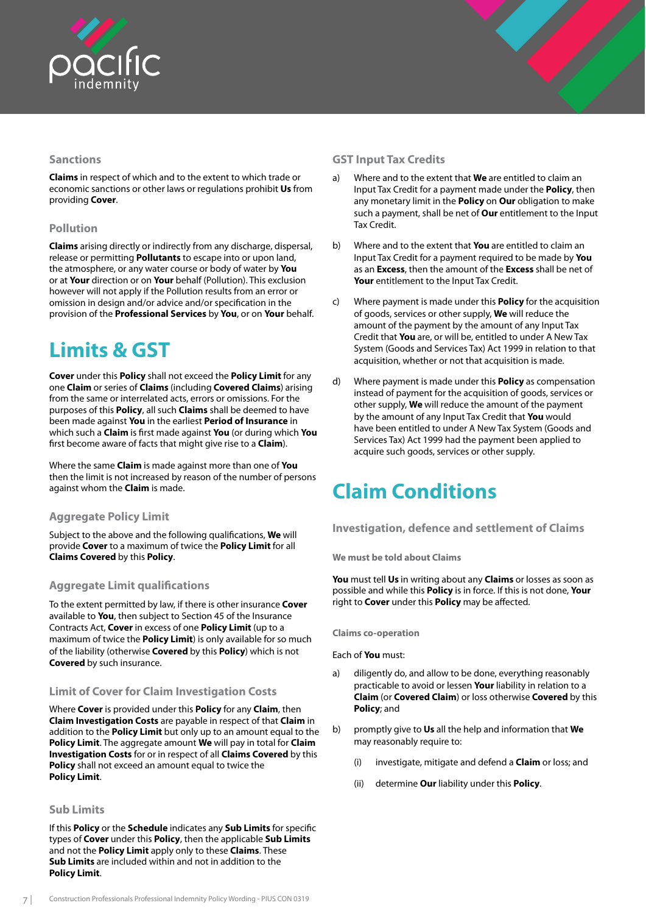### Sanctions

**Claims** in respect of which and to the extent to which trade or economic sanctions or other laws or regulations prohibit **Us** from providing **Cover**.

### Pollution

**Claims** arising directly or indirectly from any discharge, dispersal, release or permitting **Pollutants** to escape into or upon land, the atmosphere, or any water course or body of water by **You** or at **Your** direction or on **Your** behalf (Pollution). This exclusion however will not apply if the Pollution results from an error or omission in design and/or advice and/or specification in the provision of the **Professional Services** by **You**, or on **Your** behalf.

# Limits & GST

**Cover** under this **Policy** shall not exceed the **Policy Limit** for any one **Claim** or series of **Claims** (including **Covered Claims**) arising from the same or interrelated acts, errors or omissions. For the purposes of this **Policy**, all such **Claims** shall be deemed to have been made against **You** in the earliest **Period of Insurance** in which such a **Claim** is first made against **You** (or during which **You** first become aware of facts that might give rise to a **Claim**).

Where the same **Claim** is made against more than one of **You** then the limit is not increased by reason of the number of persons against whom the **Claim** is made.

### Aggregate Policy Limit

Subject to the above and the following qualifications, **We** will provide **Cover** to a maximum of twice the **Policy Limit** for all **Claims Covered** by this **Policy**.

### Aggregate Limit qualifications

To the extent permitted by law, if there is other insurance **Cover** available to **You**, then subject to Section 45 of the Insurance Contracts Act, **Cover** in excess of one **Policy Limit** (up to a maximum of twice the **Policy Limit**) is only available for so much of the liability (otherwise **Covered** by this **Policy**) which is not **Covered** by such insurance.

### Limit of Cover for Claim Investigation Costs

Where **Cover** is provided under this **Policy** for any **Claim**, then **Claim Investigation Costs** are payable in respect of that **Claim** in addition to the **Policy Limit** but only up to an amount equal to the **Policy Limit**. The aggregate amount **We** will pay in total for **Claim Investigation Costs** for or in respect of all **Claims Covered** by this **Policy** shall not exceed an amount equal to twice the **Policy Limit**.

### Sub Limits

If this **Policy** or the **Schedule** indicates any **Sub Limits** for specific types of **Cover** under this **Policy**, then the applicable **Sub Limits** and not the **Policy Limit** apply only to these **Claims**. These **Sub Limits** are included within and not in addition to the **Policy Limit**.

### GST Input Tax Credits

a) Where and to the extent that **We** are entitled to claim an Input Tax Credit for a payment made under the **Policy**, then any monetary limit in the **Policy** on **Our** obligation to make such a payment, shall be net of **Our** entitlement to the Input Tax Credit.

b) Where and to the extent that **You** are entitled to claim an Input Tax Credit for a payment required to be made by **You** as an **Excess**, then the amount of the **Excess** shall be net of **Your** entitlement to the Input Tax Credit.

c) Where payment is made under this **Policy** for the acquisition of goods, services or other supply, **We** will reduce the amount of the payment by the amount of any Input Tax Credit that **You** are, or will be, entitled to under A New Tax System (Goods and Services Tax) Act 1999 in relation to that acquisition, whether or not that acquisition is made.

d) Where payment is made under this **Policy** as compensation instead of payment for the acquisition of goods, services or other supply, **We** will reduce the amount of the payment by the amount of any Input Tax Credit that **You** would have been entitled to under A New Tax System (Goods and Services Tax) Act 1999 had the payment been applied to acquire such goods, services or other supply.

# Claim Conditions

### Investigation, defence and settlement of Claims

#### We must be told about Claims

**You** must tell **Us** in writing about any **Claims** or losses as soon as possible and while this **Policy** is in force. If this is not done, **Your** right to **Cover** under this **Policy** may be affected.

#### Claims co-operation

Each of **You** must:

a) diligently do, and allow to be done, everything reasonably practicable to avoid or lessen **Your** liability in relation to a **Claim** (or **Covered Claim**) or loss otherwise **Covered** by this **Policy**; and

b) promptly give to **Us** all the help and information that **We** may reasonably require to:

   (i) investigate, mitigate and defend a **Claim** or loss; and

   (ii) determine **Our** liability under this **Policy**.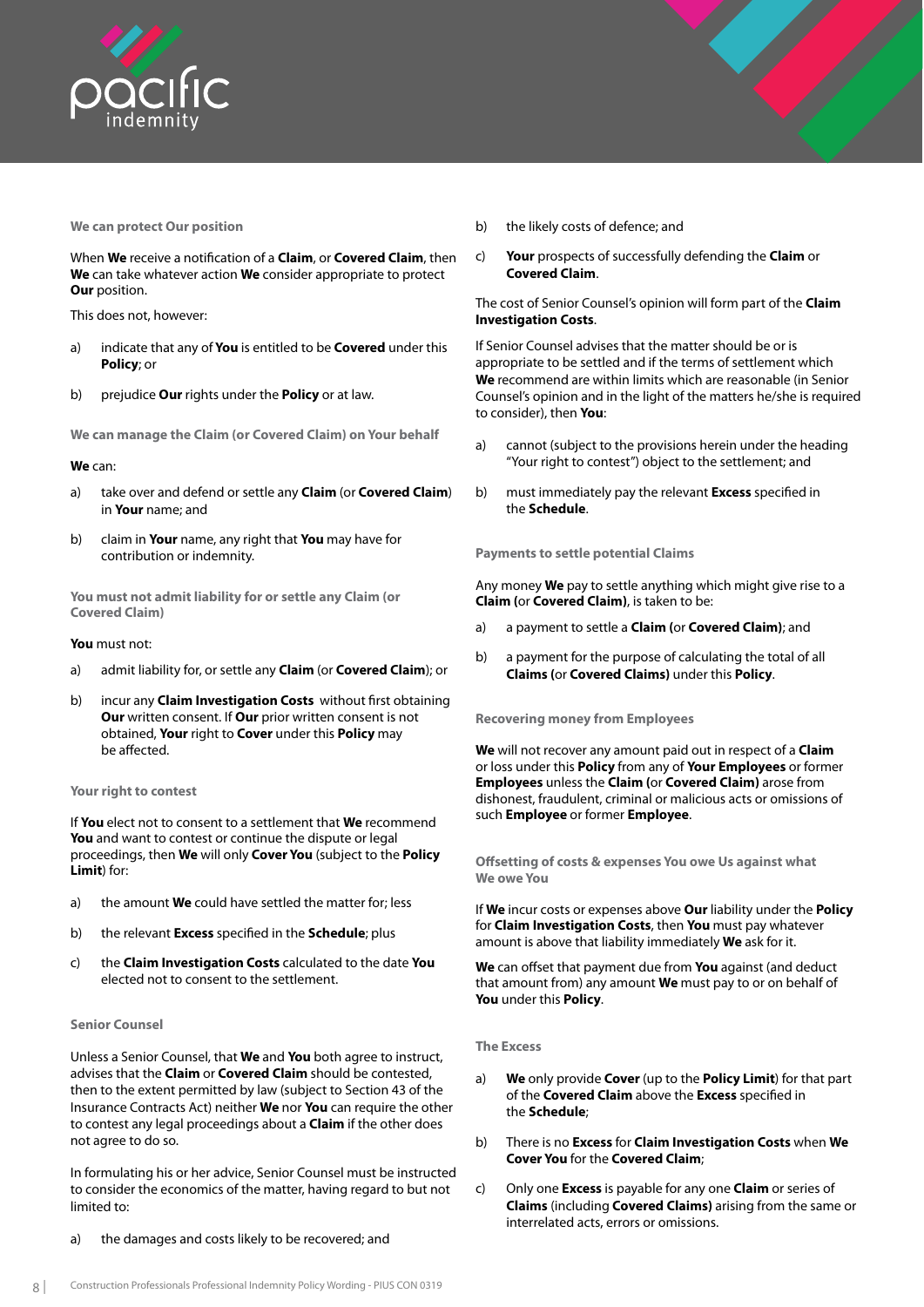### We can protect Our position

When **We** receive a notification of a **Claim**, or **Covered Claim**, then **We** can take whatever action **We** consider appropriate to protect **Our** position.

This does not, however:

a) indicate that any of **You** is entitled to be **Covered** under this **Policy**; or

b) prejudice **Our** rights under the **Policy** or at law.

### We can manage the Claim (or Covered Claim) on Your behalf

**We** can:

a) take over and defend or settle any **Claim** (or **Covered Claim**) in **Your** name; and

b) claim in **Your** name, any right that **You** may have for contribution or indemnity.

### You must not admit liability for or settle any Claim (or Covered Claim)

**You** must not:

a) admit liability for, or settle any **Claim** (or **Covered Claim**); or

b) incur any **Claim Investigation Costs** without first obtaining **Our** written consent. If **Our** prior written consent is not obtained, **Your** right to **Cover** under this **Policy** may be affected.

### Your right to contest

If **You** elect not to consent to a settlement that **We** recommend **You** and want to contest or continue the dispute or legal proceedings, then **We** will only **Cover You** (subject to the **Policy Limit**) for:

a) the amount **We** could have settled the matter for; less

b) the relevant **Excess** specified in the **Schedule**; plus

c) the **Claim Investigation Costs** calculated to the date **You** elected not to consent to the settlement.

### Senior Counsel

Unless a Senior Counsel, that **We** and **You** both agree to instruct, advises that the **Claim** or **Covered Claim** should be contested, then to the extent permitted by law (subject to Section 43 of the Insurance Contracts Act) neither **We** nor **You** can require the other to contest any legal proceedings about a **Claim** if the other does not agree to do so.

In formulating his or her advice, Senior Counsel must be instructed to consider the economics of the matter, having regard to but not limited to:

a) the damages and costs likely to be recovered; and

b) the likely costs of defence; and

c) **Your** prospects of successfully defending the **Claim** or **Covered Claim**.

The cost of Senior Counsel's opinion will form part of the **Claim Investigation Costs**.

If Senior Counsel advises that the matter should be or is appropriate to be settled and if the terms of settlement which **We** recommend are within limits which are reasonable (in Senior Counsel's opinion and in the light of the matters he/she is required to consider), then **You**:

a) cannot (subject to the provisions herein under the heading "Your right to contest") object to the settlement; and

b) must immediately pay the relevant **Excess** specified in the **Schedule**.

### Payments to settle potential Claims

Any money **We** pay to settle anything which might give rise to a **Claim (**or **Covered Claim)**, is taken to be:

a) a payment to settle a **Claim (**or **Covered Claim)**; and

b) a payment for the purpose of calculating the total of all **Claims (**or **Covered Claims)** under this **Policy**.

### Recovering money from Employees

**We** will not recover any amount paid out in respect of a **Claim** or loss under this **Policy** from any of **Your Employees** or former **Employees** unless the **Claim (**or **Covered Claim)** arose from dishonest, fraudulent, criminal or malicious acts or omissions of such **Employee** or former **Employee**.

### Offsetting of costs & expenses You owe Us against what We owe You

If **We** incur costs or expenses above **Our** liability under the **Policy** for **Claim Investigation Costs**, then **You** must pay whatever amount is above that liability immediately **We** ask for it.

**We** can offset that payment due from **You** against (and deduct that amount from) any amount **We** must pay to or on behalf of **You** under this **Policy**.

### The Excess

a) **We** only provide **Cover** (up to the **Policy Limit**) for that part of the **Covered Claim** above the **Excess** specified in the **Schedule**;

b) There is no **Excess** for **Claim Investigation Costs** when **We Cover You** for the **Covered Claim**;

c) Only one **Excess** is payable for any one **Claim** or series of **Claims** (including **Covered Claims)** arising from the same or interrelated acts, errors or omissions.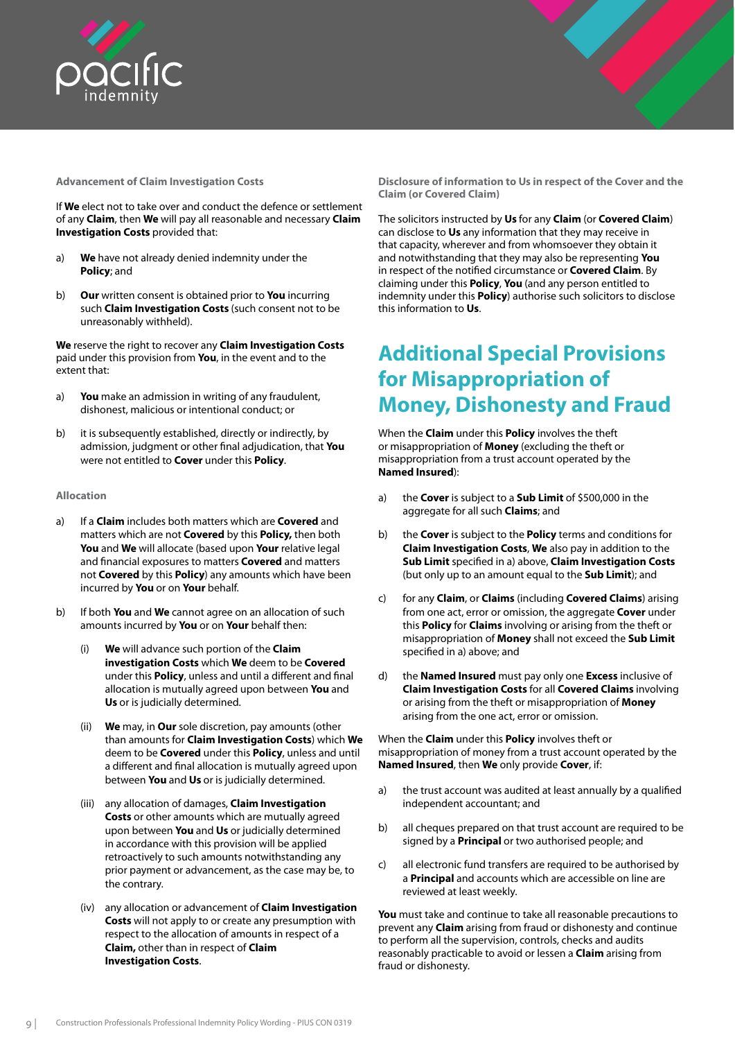### Advancement of Claim Investigation Costs

If **We** elect not to take over and conduct the defence or settlement of any **Claim**, then **We** will pay all reasonable and necessary **Claim Investigation Costs** provided that:

a) **We** have not already denied indemnity under the **Policy**; and

b) **Our** written consent is obtained prior to **You** incurring such **Claim Investigation Costs** (such consent not to be unreasonably withheld).

**We** reserve the right to recover any **Claim Investigation Costs** paid under this provision from **You**, in the event and to the extent that:

a) **You** make an admission in writing of any fraudulent, dishonest, malicious or intentional conduct; or

b) it is subsequently established, directly or indirectly, by admission, judgment or other final adjudication, that **You** were not entitled to **Cover** under this **Policy**.

### Allocation

a) If a **Claim** includes both matters which are **Covered** and matters which are not **Covered** by this **Policy,** then both **You** and **We** will allocate (based upon **Your** relative legal and financial exposures to matters **Covered** and matters not **Covered** by this **Policy**) any amounts which have been incurred by **You** or on **Your** behalf.

b) If both **You** and **We** cannot agree on an allocation of such amounts incurred by **You** or on **Your** behalf then:

   (i) **We** will advance such portion of the **Claim investigation Costs** which **We** deem to be **Covered** under this **Policy**, unless and until a different and final allocation is mutually agreed upon between **You** and **Us** or is judicially determined.

   (ii) **We** may, in **Our** sole discretion, pay amounts (other than amounts for **Claim Investigation Costs**) which **We** deem to be **Covered** under this **Policy**, unless and until a different and final allocation is mutually agreed upon between **You** and **Us** or is judicially determined.

   (iii) any allocation of damages, **Claim Investigation Costs** or other amounts which are mutually agreed upon between **You** and **Us** or judicially determined in accordance with this provision will be applied retroactively to such amounts notwithstanding any prior payment or advancement, as the case may be, to the contrary.

   (iv) any allocation or advancement of **Claim Investigation Costs** will not apply to or create any presumption with respect to the allocation of amounts in respect of a **Claim,** other than in respect of **Claim Investigation Costs**.

### Disclosure of information to Us in respect of the Cover and the Claim (or Covered Claim)

The solicitors instructed by **Us** for any **Claim** (or **Covered Claim**) can disclose to **Us** any information that they may receive in that capacity, wherever and from whomsoever they obtain it and notwithstanding that they may also be representing **You** in respect of the notified circumstance or **Covered Claim**. By claiming under this **Policy**, **You** (and any person entitled to indemnity under this **Policy**) authorise such solicitors to disclose this information to **Us**.

## Additional Special Provisions for Misappropriation of Money, Dishonesty and Fraud

When the **Claim** under this **Policy** involves the theft or misappropriation of **Money** (excluding the theft or misappropriation from a trust account operated by the **Named Insured**):

a) the **Cover** is subject to a **Sub Limit** of $500,000 in the aggregate for all such **Claims**; and

b) the **Cover** is subject to the **Policy** terms and conditions for **Claim Investigation Costs**, **We** also pay in addition to the **Sub Limit** specified in a) above, **Claim Investigation Costs** (but only up to an amount equal to the **Sub Limit**); and

c) for any **Claim**, or **Claims** (including **Covered Claims**) arising from one act, error or omission, the aggregate **Cover** under this **Policy** for **Claims** involving or arising from the theft or misappropriation of **Money** shall not exceed the **Sub Limit** specified in a) above; and

d) the **Named Insured** must pay only one **Excess** inclusive of **Claim Investigation Costs** for all **Covered Claims** involving or arising from the theft or misappropriation of **Money** arising from the one act, error or omission.

When the **Claim** under this **Policy** involves theft or misappropriation of money from a trust account operated by the **Named Insured**, then **We** only provide **Cover**, if:

a) the trust account was audited at least annually by a qualified independent accountant; and

b) all cheques prepared on that trust account are required to be signed by a **Principal** or two authorised people; and

c) all electronic fund transfers are required to be authorised by a **Principal** and accounts which are accessible on line are reviewed at least weekly.

**You** must take and continue to take all reasonable precautions to prevent any **Claim** arising from fraud or dishonesty and continue to perform all the supervision, controls, checks and audits reasonably practicable to avoid or lessen a **Claim** arising from fraud or dishonesty.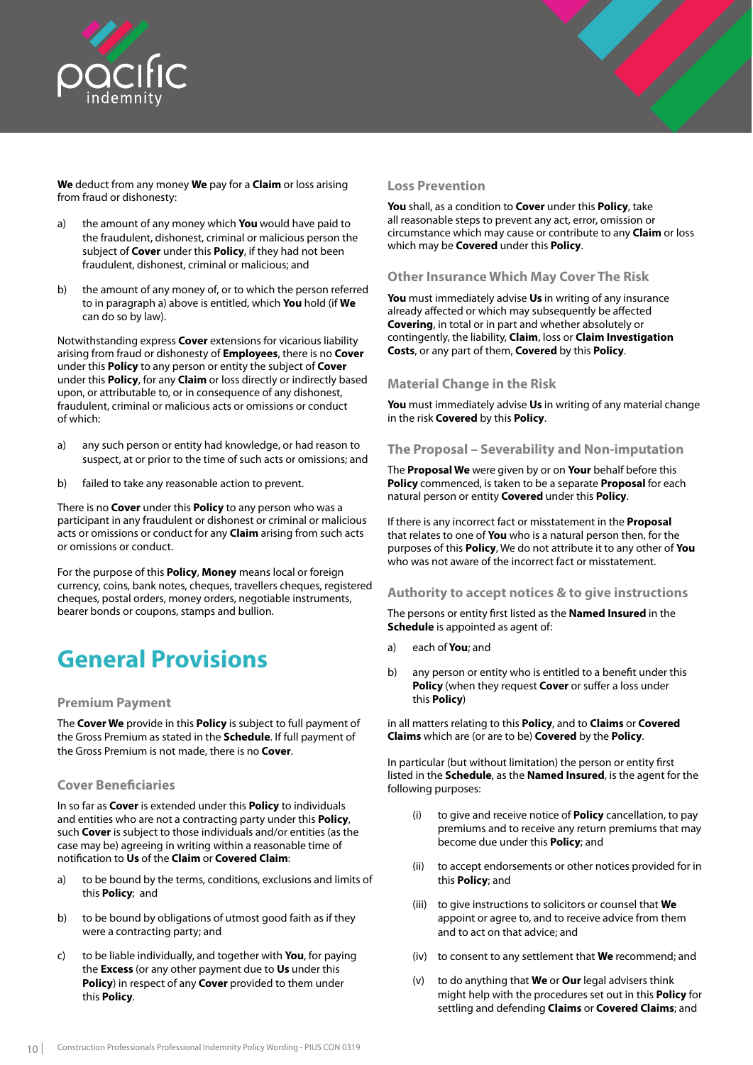**We** deduct from any money **We** pay for a **Claim** or loss arising from fraud or dishonesty:

a) the amount of any money which **You** would have paid to the fraudulent, dishonest, criminal or malicious person the subject of **Cover** under this **Policy**, if they had not been fraudulent, dishonest, criminal or malicious; and

b) the amount of any money of, or to which the person referred to in paragraph a) above is entitled, which **You** hold (if **We** can do so by law).

Notwithstanding express **Cover** extensions for vicarious liability arising from fraud or dishonesty of **Employees**, there is no **Cover** under this **Policy** to any person or entity the subject of **Cover** under this **Policy**, for any **Claim** or loss directly or indirectly based upon, or attributable to, or in consequence of any dishonest, fraudulent, criminal or malicious acts or omissions or conduct of which:

a) any such person or entity had knowledge, or had reason to suspect, at or prior to the time of such acts or omissions; and

b) failed to take any reasonable action to prevent.

There is no **Cover** under this **Policy** to any person who was a participant in any fraudulent or dishonest or criminal or malicious acts or omissions or conduct for any **Claim** arising from such acts or omissions or conduct.

For the purpose of this **Policy**, **Money** means local or foreign currency, coins, bank notes, cheques, travellers cheques, registered cheques, postal orders, money orders, negotiable instruments, bearer bonds or coupons, stamps and bullion.

# General Provisions

### Premium Payment

The **Cover We** provide in this **Policy** is subject to full payment of the Gross Premium as stated in the **Schedule**. If full payment of the Gross Premium is not made, there is no **Cover**.

### Cover Beneficiaries

In so far as **Cover** is extended under this **Policy** to individuals and entities who are not a contracting party under this **Policy**, such **Cover** is subject to those individuals and/or entities (as the case may be) agreeing in writing within a reasonable time of notification to **Us** of the **Claim** or **Covered Claim**:

a) to be bound by the terms, conditions, exclusions and limits of this **Policy**; and

b) to be bound by obligations of utmost good faith as if they were a contracting party; and

c) to be liable individually, and together with **You**, for paying the **Excess** (or any other payment due to **Us** under this **Policy**) in respect of any **Cover** provided to them under this **Policy**.

### Loss Prevention

**You** shall, as a condition to **Cover** under this **Policy**, take all reasonable steps to prevent any act, error, omission or circumstance which may cause or contribute to any **Claim** or loss which may be **Covered** under this **Policy**.

### Other Insurance Which May Cover The Risk

**You** must immediately advise **Us** in writing of any insurance already affected or which may subsequently be affected **Covering**, in total or in part and whether absolutely or contingently, the liability, **Claim**, loss or **Claim Investigation Costs**, or any part of them, **Covered** by this **Policy**.

### Material Change in the Risk

**You** must immediately advise **Us** in writing of any material change in the risk **Covered** by this **Policy**.

### The Proposal – Severability and Non-imputation

The **Proposal We** were given by or on **Your** behalf before this **Policy** commenced, is taken to be a separate **Proposal** for each natural person or entity **Covered** under this **Policy**.

If there is any incorrect fact or misstatement in the **Proposal** that relates to one of **You** who is a natural person then, for the purposes of this **Policy**, We do not attribute it to any other of **You** who was not aware of the incorrect fact or misstatement.

### Authority to accept notices & to give instructions

The persons or entity first listed as the **Named Insured** in the **Schedule** is appointed as agent of:

a) each of **You**; and

b) any person or entity who is entitled to a benefit under this **Policy** (when they request **Cover** or suffer a loss under this **Policy**)

in all matters relating to this **Policy**, and to **Claims** or **Covered Claims** which are (or are to be) **Covered** by the **Policy**.

In particular (but without limitation) the person or entity first listed in the **Schedule**, as the **Named Insured**, is the agent for the following purposes:

(i) to give and receive notice of **Policy** cancellation, to pay premiums and to receive any return premiums that may become due under this **Policy**; and

(ii) to accept endorsements or other notices provided for in this **Policy**; and

(iii) to give instructions to solicitors or counsel that **We** appoint or agree to, and to receive advice from them and to act on that advice; and

(iv) to consent to any settlement that **We** recommend; and

(v) to do anything that **We** or **Our** legal advisers think might help with the procedures set out in this **Policy** for settling and defending **Claims** or **Covered Claims**; and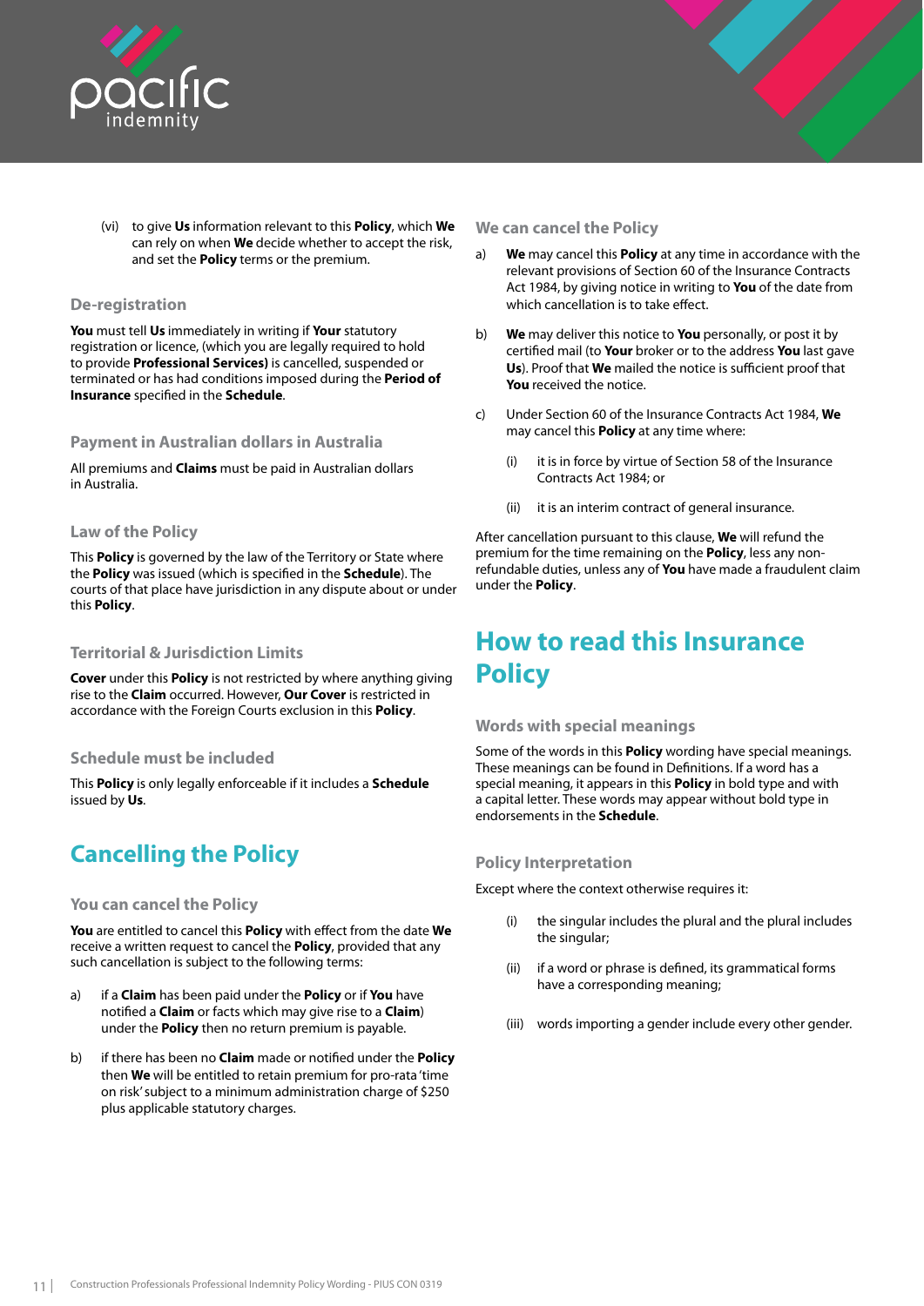(vi) to give **Us** information relevant to this **Policy**, which **We** can rely on when **We** decide whether to accept the risk, and set the **Policy** terms or the premium.

### De-registration

**You** must tell **Us** immediately in writing if **Your** statutory registration or licence, (which you are legally required to hold to provide **Professional Services)** is cancelled, suspended or terminated or has had conditions imposed during the **Period of Insurance** specified in the **Schedule**.

### Payment in Australian dollars in Australia

All premiums and **Claims** must be paid in Australian dollars in Australia.

### Law of the Policy

This **Policy** is governed by the law of the Territory or State where the **Policy** was issued (which is specified in the **Schedule**). The courts of that place have jurisdiction in any dispute about or under this **Policy**.

### Territorial & Jurisdiction Limits

**Cover** under this **Policy** is not restricted by where anything giving rise to the **Claim** occurred. However, **Our Cover** is restricted in accordance with the Foreign Courts exclusion in this **Policy**.

### Schedule must be included

This **Policy** is only legally enforceable if it includes a **Schedule** issued by **Us**.

## Cancelling the Policy

### You can cancel the Policy

**You** are entitled to cancel this **Policy** with effect from the date **We** receive a written request to cancel the **Policy**, provided that any such cancellation is subject to the following terms:

a) if a **Claim** has been paid under the **Policy** or if **You** have notified a **Claim** or facts which may give rise to a **Claim**) under the **Policy** then no return premium is payable.

b) if there has been no **Claim** made or notified under the **Policy** then **We** will be entitled to retain premium for pro-rata 'time on risk' subject to a minimum administration charge of $250 plus applicable statutory charges.

### We can cancel the Policy

a) **We** may cancel this **Policy** at any time in accordance with the relevant provisions of Section 60 of the Insurance Contracts Act 1984, by giving notice in writing to **You** of the date from which cancellation is to take effect.

b) **We** may deliver this notice to **You** personally, or post it by certified mail (to **Your** broker or to the address **You** last gave **Us**). Proof that **We** mailed the notice is sufficient proof that **You** received the notice.

c) Under Section 60 of the Insurance Contracts Act 1984, **We** may cancel this **Policy** at any time where:

(i) it is in force by virtue of Section 58 of the Insurance Contracts Act 1984; or

(ii) it is an interim contract of general insurance.

After cancellation pursuant to this clause, **We** will refund the premium for the time remaining on the **Policy**, less any non-refundable duties, unless any of **You** have made a fraudulent claim under the **Policy**.

## How to read this Insurance Policy

### Words with special meanings

Some of the words in this **Policy** wording have special meanings. These meanings can be found in Definitions. If a word has a special meaning, it appears in this **Policy** in bold type and with a capital letter. These words may appear without bold type in endorsements in the **Schedule**.

### Policy Interpretation

Except where the context otherwise requires it:

(i) the singular includes the plural and the plural includes the singular;

(ii) if a word or phrase is defined, its grammatical forms have a corresponding meaning;

(iii) words importing a gender include every other gender.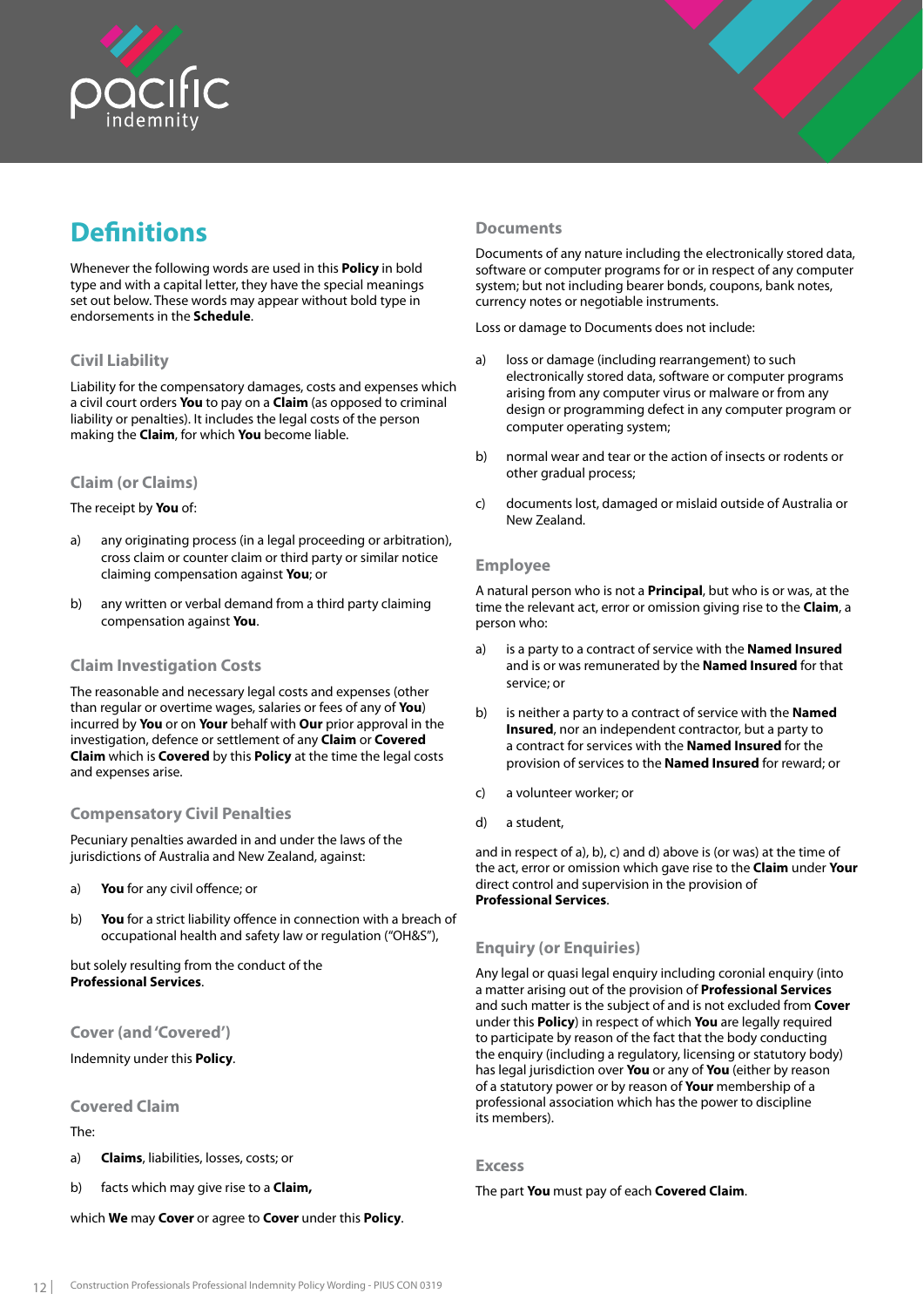# Definitions

Whenever the following words are used in this **Policy** in bold type and with a capital letter, they have the special meanings set out below. These words may appear without bold type in endorsements in the **Schedule**.

### Civil Liability

Liability for the compensatory damages, costs and expenses which a civil court orders **You** to pay on a **Claim** (as opposed to criminal liability or penalties). It includes the legal costs of the person making the **Claim**, for which **You** become liable.

### Claim (or Claims)

The receipt by **You** of:

a) any originating process (in a legal proceeding or arbitration), cross claim or counter claim or third party or similar notice claiming compensation against **You**; or

b) any written or verbal demand from a third party claiming compensation against **You**.

### Claim Investigation Costs

The reasonable and necessary legal costs and expenses (other than regular or overtime wages, salaries or fees of any of **You**) incurred by **You** or on **Your** behalf with **Our** prior approval in the investigation, defence or settlement of any **Claim** or **Covered Claim** which is **Covered** by this **Policy** at the time the legal costs and expenses arise.

### Compensatory Civil Penalties

Pecuniary penalties awarded in and under the laws of the jurisdictions of Australia and New Zealand, against:

a) **You** for any civil offence; or

b) **You** for a strict liability offence in connection with a breach of occupational health and safety law or regulation ("OH&S"),

but solely resulting from the conduct of the **Professional Services**.

### Cover (and 'Covered')

Indemnity under this **Policy**.

### Covered Claim

The:

a) **Claims**, liabilities, losses, costs; or

b) facts which may give rise to a **Claim,**

which **We** may **Cover** or agree to **Cover** under this **Policy**.

### Documents

Documents of any nature including the electronically stored data, software or computer programs for or in respect of any computer system; but not including bearer bonds, coupons, bank notes, currency notes or negotiable instruments.

Loss or damage to Documents does not include:

a) loss or damage (including rearrangement) to such electronically stored data, software or computer programs arising from any computer virus or malware or from any design or programming defect in any computer program or computer operating system;

b) normal wear and tear or the action of insects or rodents or other gradual process;

c) documents lost, damaged or mislaid outside of Australia or New Zealand.

### Employee

A natural person who is not a **Principal**, but who is or was, at the time the relevant act, error or omission giving rise to the **Claim**, a person who:

a) is a party to a contract of service with the **Named Insured** and is or was remunerated by the **Named Insured** for that service; or

b) is neither a party to a contract of service with the **Named Insured**, nor an independent contractor, but a party to a contract for services with the **Named Insured** for the provision of services to the **Named Insured** for reward; or

c) a volunteer worker; or

d) a student,

and in respect of a), b), c) and d) above is (or was) at the time of the act, error or omission which gave rise to the **Claim** under **Your** direct control and supervision in the provision of **Professional Services**.

### Enquiry (or Enquiries)

Any legal or quasi legal enquiry including coronial enquiry (into a matter arising out of the provision of **Professional Services** and such matter is the subject of and is not excluded from **Cover** under this **Policy**) in respect of which **You** are legally required to participate by reason of the fact that the body conducting the enquiry (including a regulatory, licensing or statutory body) has legal jurisdiction over **You** or any of **You** (either by reason of a statutory power or by reason of **Your** membership of a professional association which has the power to discipline its members).

### Excess

The part **You** must pay of each **Covered Claim**.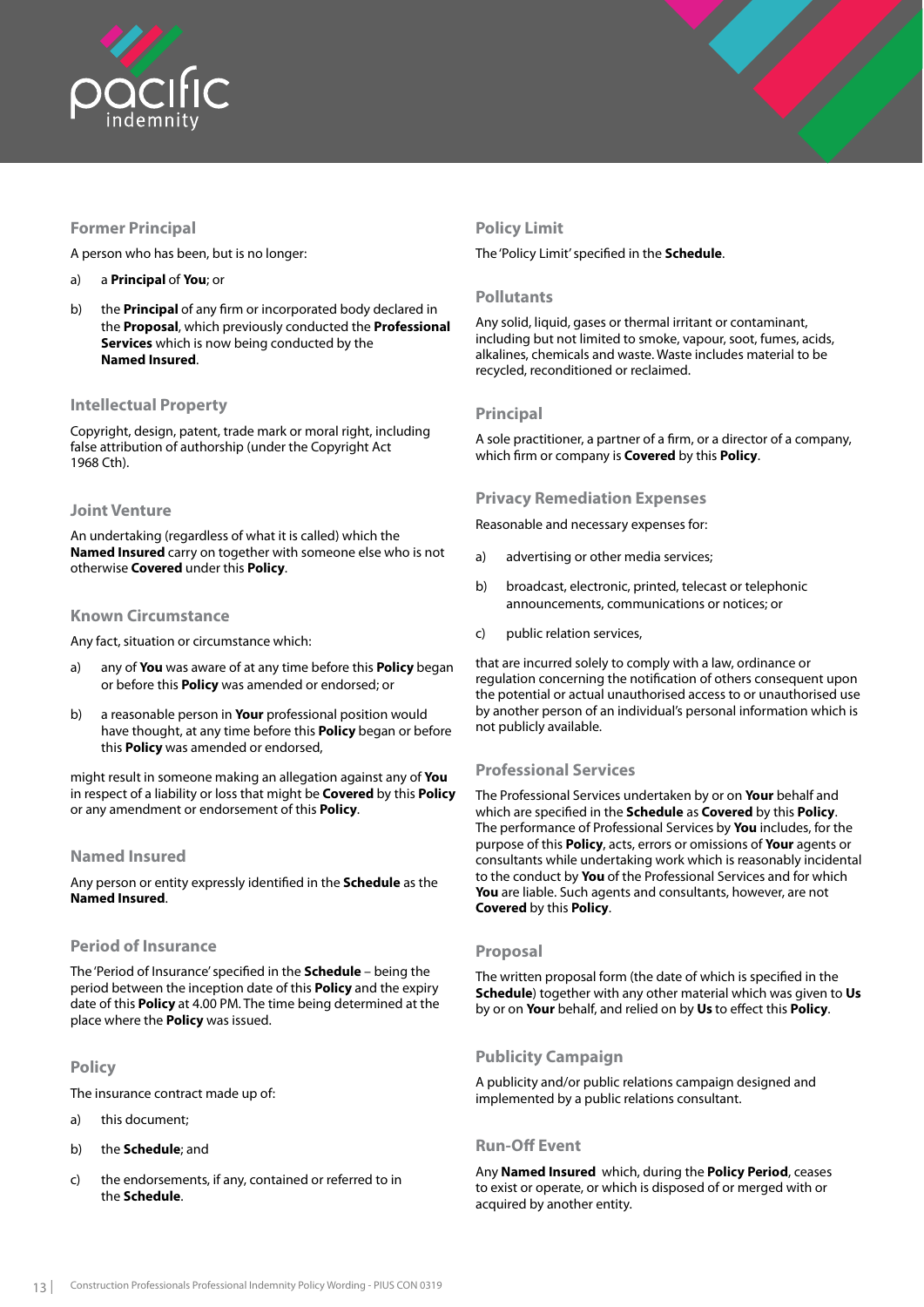### Former Principal

A person who has been, but is no longer:

a) a **Principal** of **You**; or

b) the **Principal** of any firm or incorporated body declared in the **Proposal**, which previously conducted the **Professional Services** which is now being conducted by the **Named Insured**.

### Intellectual Property

Copyright, design, patent, trade mark or moral right, including false attribution of authorship (under the Copyright Act 1968 Cth).

### Joint Venture

An undertaking (regardless of what it is called) which the **Named Insured** carry on together with someone else who is not otherwise **Covered** under this **Policy**.

### Known Circumstance

Any fact, situation or circumstance which:

a) any of **You** was aware of at any time before this **Policy** began or before this **Policy** was amended or endorsed; or

b) a reasonable person in **Your** professional position would have thought, at any time before this **Policy** began or before this **Policy** was amended or endorsed,

might result in someone making an allegation against any of **You** in respect of a liability or loss that might be **Covered** by this **Policy** or any amendment or endorsement of this **Policy**.

### Named Insured

Any person or entity expressly identified in the **Schedule** as the **Named Insured**.

### Period of Insurance

The 'Period of Insurance' specified in the **Schedule** – being the period between the inception date of this **Policy** and the expiry date of this **Policy** at 4.00 PM. The time being determined at the place where the **Policy** was issued.

### Policy

The insurance contract made up of:

a) this document;

b) the **Schedule**; and

c) the endorsements, if any, contained or referred to in the **Schedule**.

### Policy Limit

The 'Policy Limit' specified in the **Schedule**.

### Pollutants

Any solid, liquid, gases or thermal irritant or contaminant, including but not limited to smoke, vapour, soot, fumes, acids, alkalines, chemicals and waste. Waste includes material to be recycled, reconditioned or reclaimed.

### Principal

A sole practitioner, a partner of a firm, or a director of a company, which firm or company is **Covered** by this **Policy**.

### Privacy Remediation Expenses

Reasonable and necessary expenses for:

a) advertising or other media services;

b) broadcast, electronic, printed, telecast or telephonic announcements, communications or notices; or

c) public relation services,

that are incurred solely to comply with a law, ordinance or regulation concerning the notification of others consequent upon the potential or actual unauthorised access to or unauthorised use by another person of an individual's personal information which is not publicly available.

### Professional Services

The Professional Services undertaken by or on **Your** behalf and which are specified in the **Schedule** as **Covered** by this **Policy**. The performance of Professional Services by **You** includes, for the purpose of this **Policy**, acts, errors or omissions of **Your** agents or consultants while undertaking work which is reasonably incidental to the conduct by **You** of the Professional Services and for which **You** are liable. Such agents and consultants, however, are not **Covered** by this **Policy**.

### Proposal

The written proposal form (the date of which is specified in the **Schedule**) together with any other material which was given to **Us** by or on **Your** behalf, and relied on by **Us** to effect this **Policy**.

### Publicity Campaign

A publicity and/or public relations campaign designed and implemented by a public relations consultant.

### Run-Off Event

Any **Named Insured** which, during the **Policy Period**, ceases to exist or operate, or which is disposed of or merged with or acquired by another entity.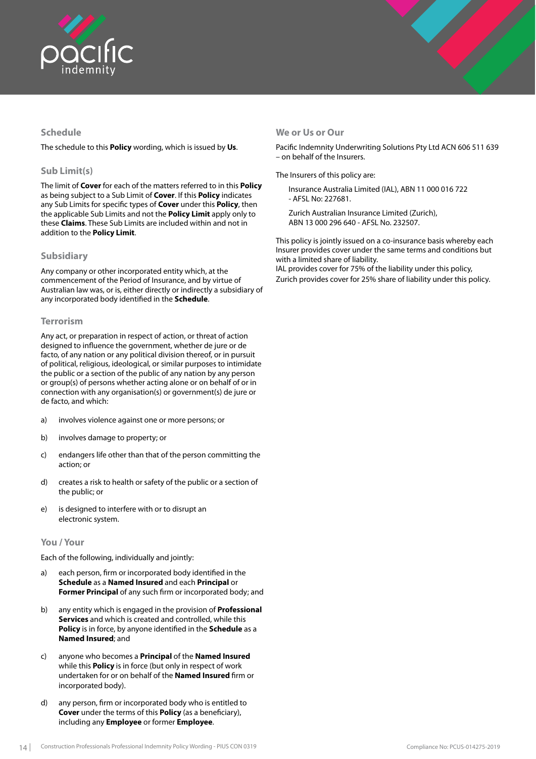### Schedule

The schedule to this **Policy** wording, which is issued by **Us**.

### Sub Limit(s)

The limit of **Cover** for each of the matters referred to in this **Policy** as being subject to a Sub Limit of **Cover**. If this **Policy** indicates any Sub Limits for specific types of **Cover** under this **Policy**, then the applicable Sub Limits and not the **Policy Limit** apply only to these **Claims**. These Sub Limits are included within and not in addition to the **Policy Limit**.

### Subsidiary

Any company or other incorporated entity which, at the commencement of the Period of Insurance, and by virtue of Australian law was, or is, either directly or indirectly a subsidiary of any incorporated body identified in the **Schedule**.

### Terrorism

Any act, or preparation in respect of action, or threat of action designed to influence the government, whether de jure or de facto, of any nation or any political division thereof, or in pursuit of political, religious, ideological, or similar purposes to intimidate the public or a section of the public of any nation by any person or group(s) of persons whether acting alone or on behalf of or in connection with any organisation(s) or government(s) de jure or de facto, and which:

a) involves violence against one or more persons; or

b) involves damage to property; or

c) endangers life other than that of the person committing the action; or

d) creates a risk to health or safety of the public or a section of the public; or

e) is designed to interfere with or to disrupt an electronic system.

### You / Your

Each of the following, individually and jointly:

a) each person, firm or incorporated body identified in the **Schedule** as a **Named Insured** and each **Principal** or **Former Principal** of any such firm or incorporated body; and

b) any entity which is engaged in the provision of **Professional Services** and which is created and controlled, while this **Policy** is in force, by anyone identified in the **Schedule** as a **Named Insured**; and

c) anyone who becomes a **Principal** of the **Named Insured** while this **Policy** is in force (but only in respect of work undertaken for or on behalf of the **Named Insured** firm or incorporated body).

d) any person, firm or incorporated body who is entitled to **Cover** under the terms of this **Policy** (as a beneficiary), including any **Employee** or former **Employee**.

### We or Us or Our

Pacific Indemnity Underwriting Solutions Pty Ltd ACN 606 511 639 – on behalf of the Insurers.

The Insurers of this policy are:

Insurance Australia Limited (IAL), ABN 11 000 016 722 - AFSL No: 227681.

Zurich Australian Insurance Limited (Zurich), ABN 13 000 296 640 - AFSL No. 232507.

This policy is jointly issued on a co-insurance basis whereby each Insurer provides cover under the same terms and conditions but with a limited share of liability.
IAL provides cover for 75% of the liability under this policy,
Zurich provides cover for 25% share of liability under this policy.